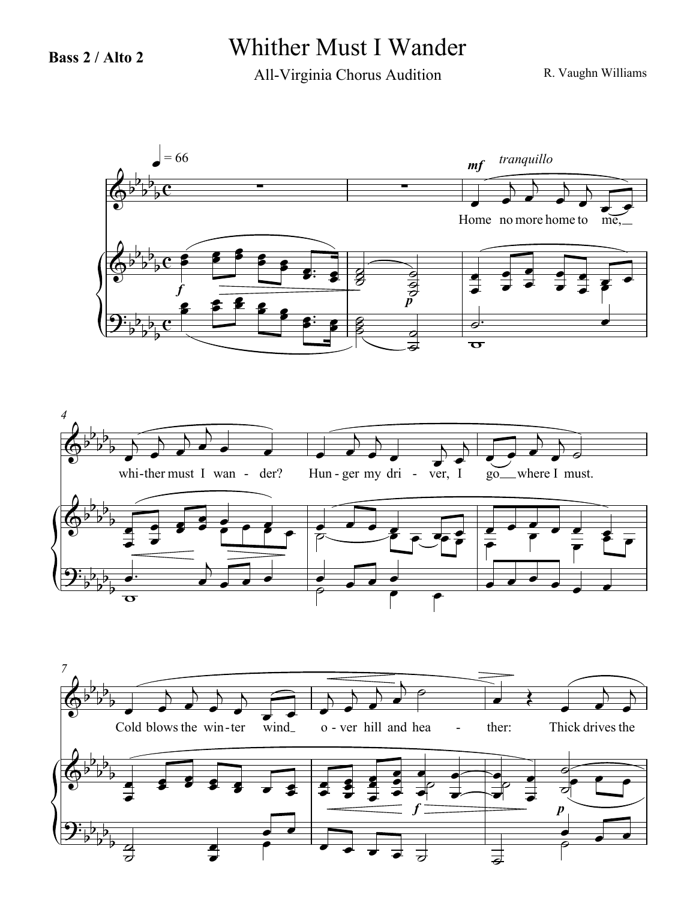**Bass 2 / Alto 2**

# Whither Must I Wander

All-Virginia Chorus Audition

R. Vaughn Williams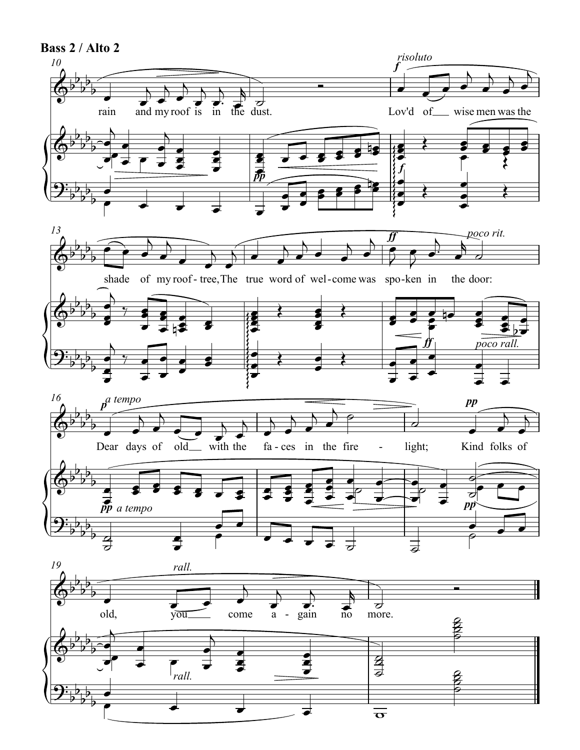**Bass 2 / Alto 2**